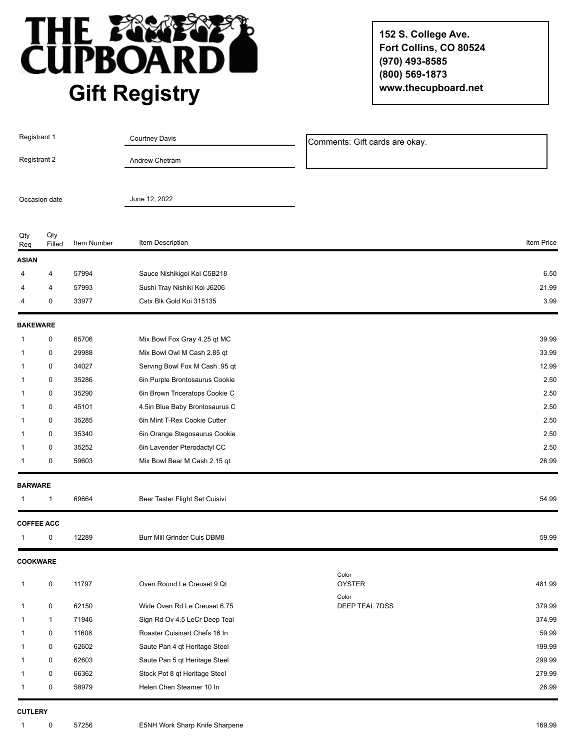# THE CUPBOARD

## Gift Registry

**152 S. College Ave.**
**Fort Collins, CO 80524**
**(970) 493-8585**
**(800) 569-1873**
**www.thecupboard.net**

| | |
|---|---|
| Registrant 1 | Courtney Davis |
| Registrant 2 | Andrew Chetram |
| Occasion date | June 12, 2022 |

Comments: Gift cards are okay.

| Qty Req | Qty Filled | Item Number | Item Description | | Item Price |
|---|---|---|---|---|---|
| **ASIAN** | | | | | |
| 4 | 4 | 57994 | Sauce Nishikigoi Koi C5B218 | | 6.50 |
| 4 | 4 | 57993 | Sushi Tray Nishiki Koi J6206 | | 21.99 |
| 4 | 0 | 33977 | Cstx Blk Gold Koi 315135 | | 3.99 |
| **BAKEWARE** | | | | | |
| 1 | 0 | 65706 | Mix Bowl Fox Gray 4.25 qt MC | | 39.99 |
| 1 | 0 | 29988 | Mix Bowl Owl M Cash 2.85 qt | | 33.99 |
| 1 | 0 | 34027 | Serving Bowl Fox M Cash .95 qt | | 12.99 |
| 1 | 0 | 35286 | 6in Purple Brontosaurus Cookie | | 2.50 |
| 1 | 0 | 35290 | 6in Brown Triceratops Cookie C | | 2.50 |
| 1 | 0 | 45101 | 4.5in Blue Baby Brontosaurus C | | 2.50 |
| 1 | 0 | 35285 | 6in Mint T-Rex Cookie Cutter | | 2.50 |
| 1 | 0 | 35340 | 6in Orange Stegosaurus Cookie | | 2.50 |
| 1 | 0 | 35252 | 6in Lavender Pterodactyl CC | | 2.50 |
| 1 | 0 | 59603 | Mix Bowl Bear M Cash 2.15 qt | | 26.99 |
| **BARWARE** | | | | | |
| 1 | 1 | 69664 | Beer Taster Flight Set Cuisivi | | 54.99 |
| **COFFEE ACC** | | | | | |
| 1 | 0 | 12289 | Burr Mill Grinder Cuis DBM8 | | 59.99 |
| **COOKWARE** | | | | | |
| 1 | 0 | 11797 | Oven Round Le Creuset 9 Qt | Color: OYSTER | 481.99 |
| 1 | 0 | 62150 | Wide Oven Rd Le Creuset 6.75 | Color: DEEP TEAL 7DSS | 379.99 |
| 1 | 1 | 71946 | Sign Rd Ov 4.5 LeCr Deep Teal | | 374.99 |
| 1 | 0 | 11608 | Roaster Cuisinart Chefs 16 In | | 59.99 |
| 1 | 0 | 62602 | Saute Pan 4 qt Heritage Steel | | 199.99 |
| 1 | 0 | 62603 | Saute Pan 5 qt Heritage Steel | | 299.99 |
| 1 | 0 | 66362 | Stock Pot 8 qt Heritage Steel | | 279.99 |
| 1 | 0 | 58979 | Helen Chen Steamer 10 In | | 26.99 |
| **CUTLERY** | | | | | |
| 1 | 0 | 57256 | E5NH Work Sharp Knife Sharpene | | 169.99 |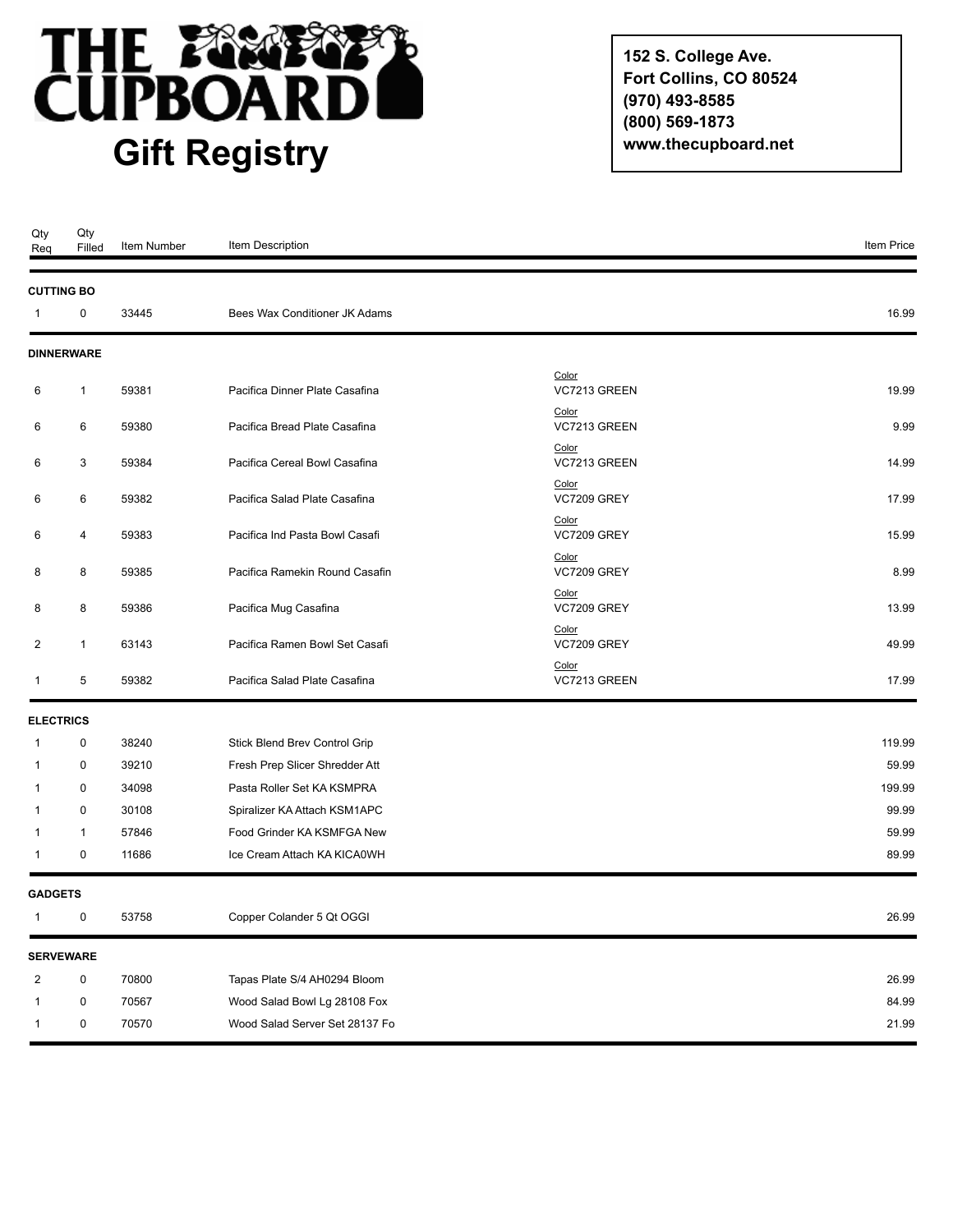# THE CUPBOARD

## Gift Registry

**152 S. College Ave.**
**Fort Collins, CO 80524**
**(970) 493-8585**
**(800) 569-1873**
**www.thecupboard.net**

| Qty Req | Qty Filled | Item Number | Item Description | | Item Price |
|---|---|---|---|---|---|
| **CUTTING BO** | | | | | |
| 1 | 0 | 33445 | Bees Wax Conditioner JK Adams | | 16.99 |
| **DINNERWARE** | | | | | |
| 6 | 1 | 59381 | Pacifica Dinner Plate Casafina | Color VC7213 GREEN | 19.99 |
| 6 | 6 | 59380 | Pacifica Bread Plate Casafina | Color VC7213 GREEN | 9.99 |
| 6 | 3 | 59384 | Pacifica Cereal Bowl Casafina | Color VC7213 GREEN | 14.99 |
| 6 | 6 | 59382 | Pacifica Salad Plate Casafina | Color VC7209 GREY | 17.99 |
| 6 | 4 | 59383 | Pacifica Ind Pasta Bowl Casafi | Color VC7209 GREY | 15.99 |
| 8 | 8 | 59385 | Pacifica Ramekin Round Casafin | Color VC7209 GREY | 8.99 |
| 8 | 8 | 59386 | Pacifica Mug Casafina | Color VC7209 GREY | 13.99 |
| 2 | 1 | 63143 | Pacifica Ramen Bowl Set Casafi | Color VC7209 GREY | 49.99 |
| 1 | 5 | 59382 | Pacifica Salad Plate Casafina | Color VC7213 GREEN | 17.99 |
| **ELECTRICS** | | | | | |
| 1 | 0 | 38240 | Stick Blend Brev Control Grip | | 119.99 |
| 1 | 0 | 39210 | Fresh Prep Slicer Shredder Att | | 59.99 |
| 1 | 0 | 34098 | Pasta Roller Set KA KSMPRA | | 199.99 |
| 1 | 0 | 30108 | Spiralizer KA Attach KSM1APC | | 99.99 |
| 1 | 1 | 57846 | Food Grinder KA KSMFGA New | | 59.99 |
| 1 | 0 | 11686 | Ice Cream Attach KA KICA0WH | | 89.99 |
| **GADGETS** | | | | | |
| 1 | 0 | 53758 | Copper Colander 5 Qt OGGI | | 26.99 |
| **SERVEWARE** | | | | | |
| 2 | 0 | 70800 | Tapas Plate S/4 AH0294 Bloom | | 26.99 |
| 1 | 0 | 70567 | Wood Salad Bowl Lg 28108 Fox | | 84.99 |
| 1 | 0 | 70570 | Wood Salad Server Set 28137 Fo | | 21.99 |